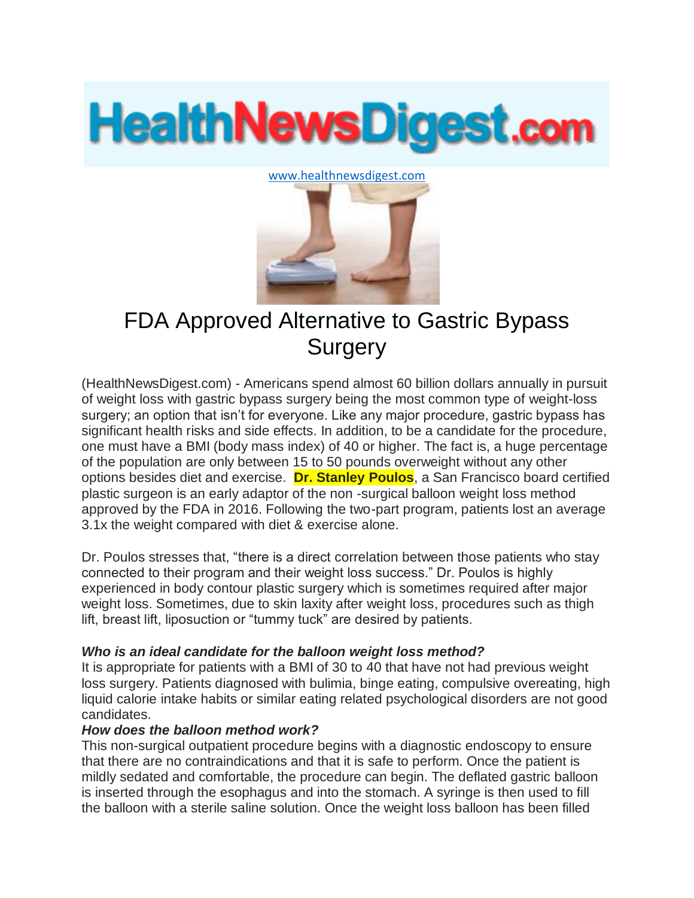HealthNewsDigest.com

www.healthnewsdigest.com

# FDA Approved Alternative to Gastric Bypass Surgery

(HealthNewsDigest.com) - Americans spend almost 60 billion dollars annually in pursuit of weight loss with gastric bypass surgery being the most common type of weight-loss surgery; an option that isn't for everyone. Like any major procedure, gastric bypass has significant health risks and side effects. In addition, to be a candidate for the procedure, one must have a BMI (body mass index) of 40 or higher. The fact is, a huge percentage of the population are only between 15 to 50 pounds overweight without any other options besides diet and exercise. **Dr. Stanley Poulos**, a San Francisco board certified plastic surgeon is an early adaptor of the non -surgical balloon weight loss method approved by the FDA in 2016. Following the two-part program, patients lost an average 3.1x the weight compared with diet & exercise alone.

Dr. Poulos stresses that, "there is a direct correlation between those patients who stay connected to their program and their weight loss success." Dr. Poulos is highly experienced in body contour plastic surgery which is sometimes required after major weight loss. Sometimes, due to skin laxity after weight loss, procedures such as thigh lift, breast lift, liposuction or "tummy tuck" are desired by patients.

***Who is an ideal candidate for the balloon weight loss method?***

It is appropriate for patients with a BMI of 30 to 40 that have not had previous weight loss surgery. Patients diagnosed with bulimia, binge eating, compulsive overeating, high liquid calorie intake habits or similar eating related psychological disorders are not good candidates.

***How does the balloon method work?***

This non-surgical outpatient procedure begins with a diagnostic endoscopy to ensure that there are no contraindications and that it is safe to perform. Once the patient is mildly sedated and comfortable, the procedure can begin. The deflated gastric balloon is inserted through the esophagus and into the stomach. A syringe is then used to fill the balloon with a sterile saline solution. Once the weight loss balloon has been filled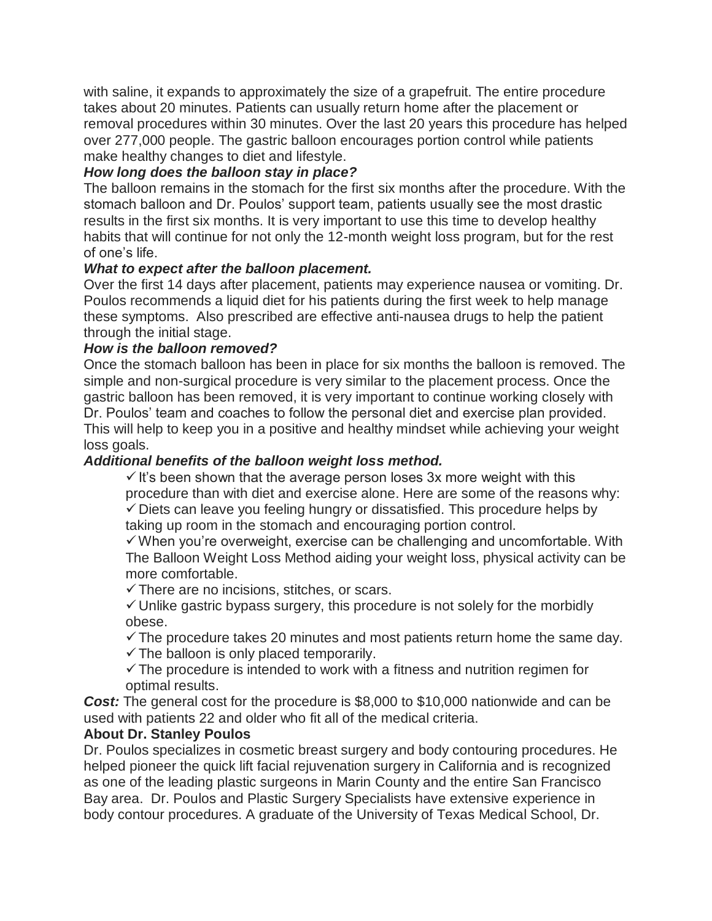with saline, it expands to approximately the size of a grapefruit. The entire procedure takes about 20 minutes. Patients can usually return home after the placement or removal procedures within 30 minutes. Over the last 20 years this procedure has helped over 277,000 people. The gastric balloon encourages portion control while patients make healthy changes to diet and lifestyle.

***How long does the balloon stay in place?***

The balloon remains in the stomach for the first six months after the procedure. With the stomach balloon and Dr. Poulos' support team, patients usually see the most drastic results in the first six months. It is very important to use this time to develop healthy habits that will continue for not only the 12-month weight loss program, but for the rest of one's life.

***What to expect after the balloon placement.***

Over the first 14 days after placement, patients may experience nausea or vomiting. Dr. Poulos recommends a liquid diet for his patients during the first week to help manage these symptoms. Also prescribed are effective anti-nausea drugs to help the patient through the initial stage.

***How is the balloon removed?***

Once the stomach balloon has been in place for six months the balloon is removed. The simple and non-surgical procedure is very similar to the placement process. Once the gastric balloon has been removed, it is very important to continue working closely with Dr. Poulos' team and coaches to follow the personal diet and exercise plan provided. This will help to keep you in a positive and healthy mindset while achieving your weight loss goals.

***Additional benefits of the balloon weight loss method.***

- ✓ It's been shown that the average person loses 3x more weight with this procedure than with diet and exercise alone. Here are some of the reasons why:
- ✓ Diets can leave you feeling hungry or dissatisfied. This procedure helps by taking up room in the stomach and encouraging portion control.
- ✓ When you're overweight, exercise can be challenging and uncomfortable. With The Balloon Weight Loss Method aiding your weight loss, physical activity can be more comfortable.
- ✓ There are no incisions, stitches, or scars.
- ✓ Unlike gastric bypass surgery, this procedure is not solely for the morbidly obese.
- ✓ The procedure takes 20 minutes and most patients return home the same day.
- ✓ The balloon is only placed temporarily.
- ✓ The procedure is intended to work with a fitness and nutrition regimen for optimal results.

***Cost:*** The general cost for the procedure is $8,000 to $10,000 nationwide and can be used with patients 22 and older who fit all of the medical criteria.

**About Dr. Stanley Poulos**

Dr. Poulos specializes in cosmetic breast surgery and body contouring procedures. He helped pioneer the quick lift facial rejuvenation surgery in California and is recognized as one of the leading plastic surgeons in Marin County and the entire San Francisco Bay area. Dr. Poulos and Plastic Surgery Specialists have extensive experience in body contour procedures. A graduate of the University of Texas Medical School, Dr.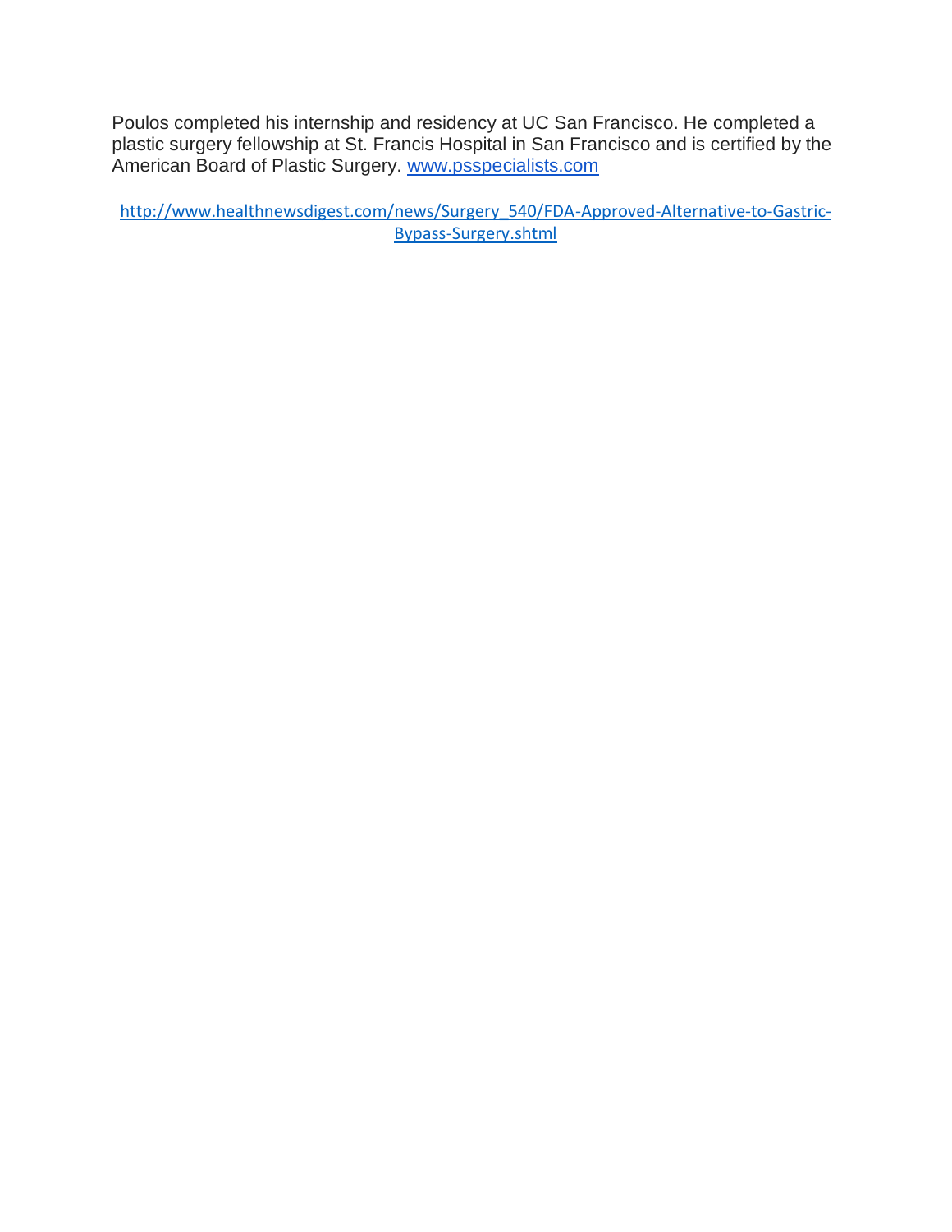Poulos completed his internship and residency at UC San Francisco. He completed a plastic surgery fellowship at St. Francis Hospital in San Francisco and is certified by the American Board of Plastic Surgery. [www.psspecialists.com](http://www.psspecialists.com)

[http://www.healthnewsdigest.com/news/Surgery_540/FDA-Approved-Alternative-to-Gastric-Bypass-Surgery.shtml](http://www.healthnewsdigest.com/news/Surgery_540/FDA-Approved-Alternative-to-Gastric-Bypass-Surgery.shtml)